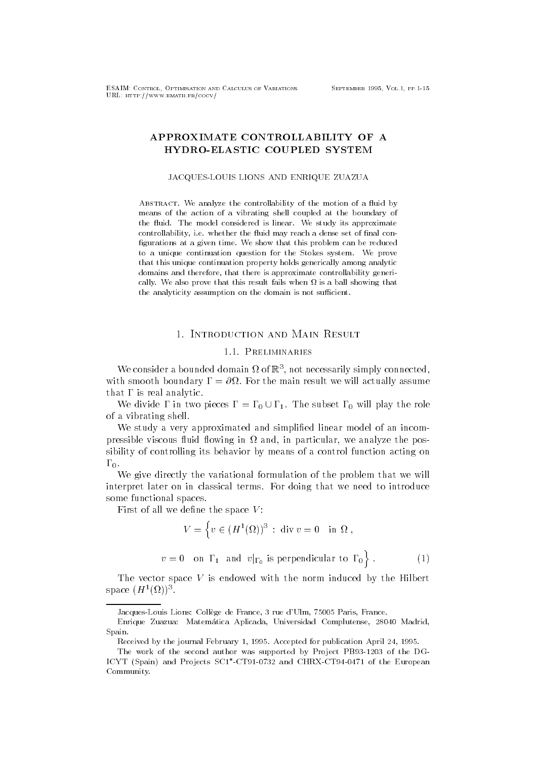# APPROXIMATE CONTROLLABILITY OF A HYDRO-ELASTIC COUPLED SYSTEM

JACQUES-LOUIS LIONS AND ENRIQUE ZUAZUA

Abstract. We analyze the controllability of the motion of a fluid by means of the action of a vibrating shell coupled at the boundary of the fluid. The model considered is linear. We study its approximate controllability, i.e. whether the fluid may reach a dense set of final configurations at a given time. We show that this problem can be reduced to a unique continuation question for the Stokes system. We prove that this unique continuation property holds generically among analytic domains and therefore, that there is approximate controllability generically. We also prove that this result fails when $\Omega$ is a ball showing that the analyticity assumption on the domain is not sufficient.

## 1. Introduction and Main Result

### 1.1. Preliminaries

We consider a bounded domain $\Omega$ of $\mathbb{R}^3$, not necessarily simply connected, with smooth boundary $\Gamma = \partial\Omega$. For the main result we will actually assume that $\Gamma$ is real analytic.

We divide $\Gamma$ in two pieces $\Gamma = \Gamma_0 \cup \Gamma_1$. The subset $\Gamma_0$ will play the role of a vibrating shell.

We study a very approximated and simplified linear model of an incompressible viscous fluid flowing in $\Omega$ and, in particular, we analyze the possibility of controlling its behavior by means of a control function acting on $\Gamma_0$.

We give directly the variational formulation of the problem that we will interpret later on in classical terms. For doing that we need to introduce some functional spaces.

First of all we define the space $V$:

$$V = \Big\{ v \in (H^1(\Omega))^3 \, : \, \text{div}\, v = 0 \quad \text{in } \Omega \, ,$$

$$v = 0 \quad \text{on } \Gamma_1 \;\; \text{and} \;\; v|_{\Gamma_0} \text{ is perpendicular to } \Gamma_0 \Big\} \, . \tag{1}$$

The vector space $V$ is endowed with the norm induced by the Hilbert space $(H^1(\Omega))^3$.

---

Jacques-Louis Lions: Collège de France, 3 rue d'Ulm, 75005 Paris, France.

Enrique Zuazua: Matemática Aplicada, Universidad Complutense, 28040 Madrid, Spain.

Received by the journal February 1, 1995. Accepted for publication April 24, 1995.

The work of the second author was supported by Project PB93-1203 of the DGICYT (Spain) and Projects SC1*-CT91-0732 and CHRX-CT94-0471 of the European Community.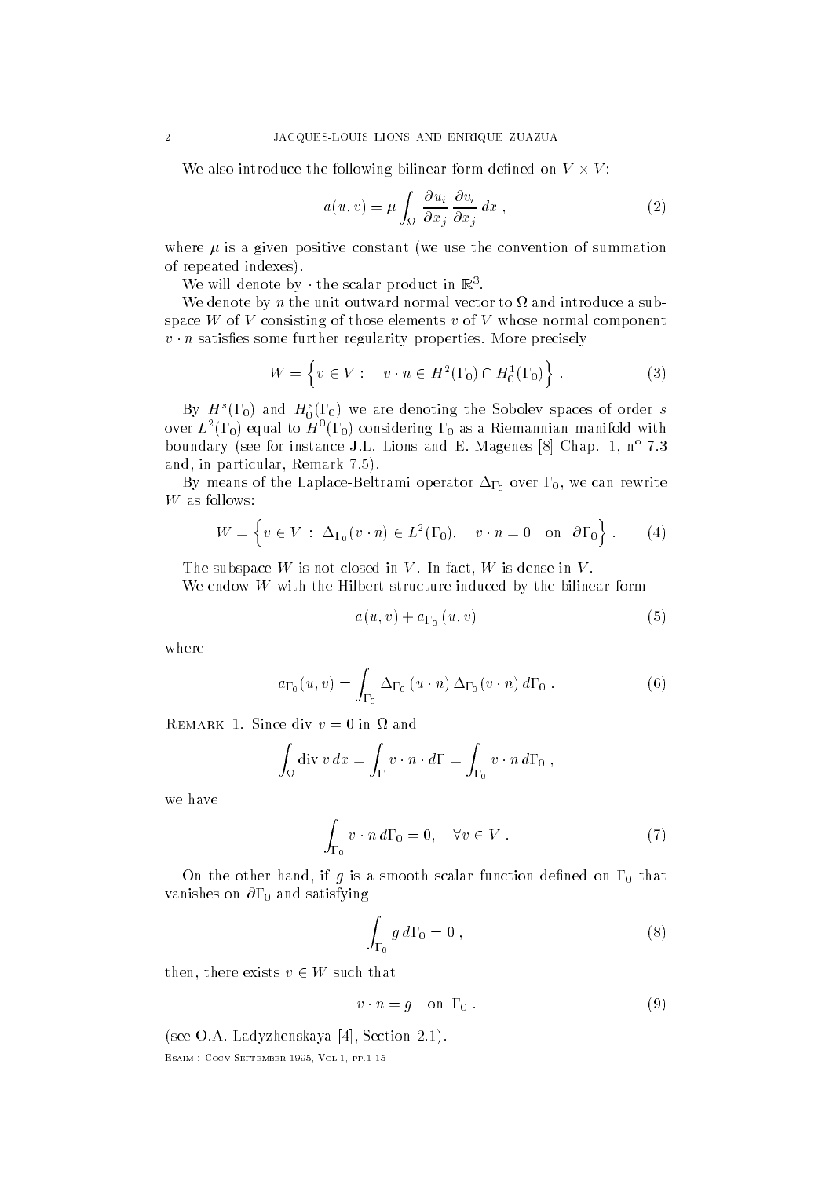We also introduce the following bilinear form defined on $V \times V$:

$$a(u,v) = \mu \int_\Omega \frac{\partial u_i}{\partial x_j} \frac{\partial v_i}{\partial x_j} \, dx \ , \tag{2}$$

where $\mu$ is a given positive constant (we use the convention of summation of repeated indexes).

We will denote by $\cdot$ the scalar product in $\mathbb{R}^3$.

We denote by $n$ the unit outward normal vector to $\Omega$ and introduce a subspace $W$ of $V$ consisting of those elements $v$ of $V$ whose normal component $v \cdot n$ satisfies some further regularity properties. More precisely

$$W = \left\{ v \in V : \quad v \cdot n \in H^2(\Gamma_0) \cap H_0^1(\Gamma_0) \right\} . \tag{3}$$

By $H^s(\Gamma_0)$ and $H_0^s(\Gamma_0)$ we are denoting the Sobolev spaces of order $s$ over $L^2(\Gamma_0)$ equal to $H^0(\Gamma_0)$ considering $\Gamma_0$ as a Riemannian manifold with boundary (see for instance J.L. Lions and E. Magenes [8] Chap. 1, n° 7.3 and, in particular, Remark 7.5).

By means of the Laplace-Beltrami operator $\Delta_{\Gamma_0}$ over $\Gamma_0$, we can rewrite $W$ as follows:

$$W = \left\{ v \in V \ : \ \Delta_{\Gamma_0}(v \cdot n) \in L^2(\Gamma_0), \quad v \cdot n = 0 \quad \text{on} \quad \partial\Gamma_0 \right\} . \tag{4}$$

The subspace $W$ is not closed in $V$. In fact, $W$ is dense in $V$.

We endow $W$ with the Hilbert structure induced by the bilinear form

$$a(u,v) + a_{\Gamma_0}(u,v) \tag{5}$$

where

$$a_{\Gamma_0}(u,v) = \int_{\Gamma_0} \Delta_{\Gamma_0}(u \cdot n) \, \Delta_{\Gamma_0}(v \cdot n) \, d\Gamma_0 \ . \tag{6}$$

Remark 1. Since div $v = 0$ in $\Omega$ and

$$\int_\Omega \text{div} \, v \, dx = \int_\Gamma v \cdot n \cdot d\Gamma = \int_{\Gamma_0} v \cdot n \, d\Gamma_0 \ ,$$

we have

$$\int_{\Gamma_0} v \cdot n \, d\Gamma_0 = 0, \quad \forall v \in V \ . \tag{7}$$

On the other hand, if $g$ is a smooth scalar function defined on $\Gamma_0$ that vanishes on $\partial\Gamma_0$ and satisfying

$$\int_{\Gamma_0} g \, d\Gamma_0 = 0 \ , \tag{8}$$

then, there exists $v \in W$ such that

$$v \cdot n = g \quad \text{on} \ \Gamma_0 \ . \tag{9}$$

(see O.A. Ladyzhenskaya [4], Section 2.1).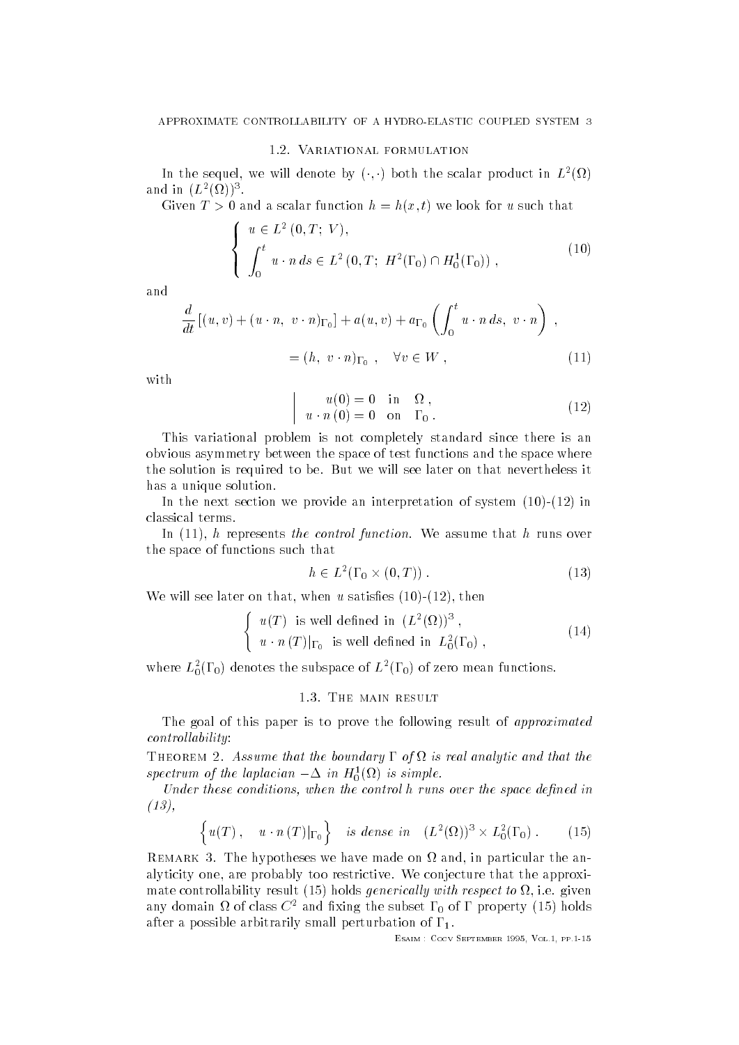### 1.2. Variational formulation

In the sequel, we will denote by $(\cdot,\cdot)$ both the scalar product in $L^2(\Omega)$ and in $(L^2(\Omega))^3$.

Given $T > 0$ and a scalar function $h = h(x,t)$ we look for $u$ such that

$$
\left\{
\begin{array}{l}
u \in L^2\,(0,T;\; V),\\[2mm]
\displaystyle\int_0^t u\cdot n\, ds \in L^2\,(0,T;\; H^2(\Gamma_0)\cap H_0^1(\Gamma_0))\;,
\end{array}
\right.
\tag{10}
$$

and

$$
\frac{d}{dt}\left[(u,v) + (u\cdot n,\; v\cdot n)_{\Gamma_0}\right] + a(u,v) + a_{\Gamma_0}\left(\int_0^t u\cdot n\, ds,\; v\cdot n\right)\;,
$$

$$
= (h,\; v\cdot n)_{\Gamma_0}\;,\quad \forall v\in W\;,
\tag{11}
$$

with

$$
\left|
\begin{array}{l}
u(0) = 0 \quad \text{in} \quad \Omega\,,\\
u\cdot n\,(0) = 0 \quad \text{on} \quad \Gamma_0\,.
\end{array}
\right.
\tag{12}
$$

This variational problem is not completely standard since there is an obvious asymmetry between the space of test functions and the space where the solution is required to be. But we will see later on that nevertheless it has a unique solution.

In the next section we provide an interpretation of system (10)-(12) in classical terms.

In (11), $h$ represents *the control function*. We assume that $h$ runs over the space of functions such that

$$
h \in L^2(\Gamma_0\times(0,T))\;.
\tag{13}
$$

We will see later on that, when $u$ satisfies (10)-(12), then

$$
\left\{
\begin{array}{l}
u(T) \;\text{ is well defined in }\; (L^2(\Omega))^3\;,\\
u\cdot n\,(T)|_{\Gamma_0} \;\text{ is well defined in }\; L_0^2(\Gamma_0)\;,
\end{array}
\right.
\tag{14}
$$

where $L_0^2(\Gamma_0)$ denotes the subspace of $L^2(\Gamma_0)$ of zero mean functions.

### 1.3. The main result

The goal of this paper is to prove the following result of *approximated controllability*:

Theorem 2. *Assume that the boundary $\Gamma$ of $\Omega$ is real analytic and that the spectrum of the laplacian $-\Delta$ in $H_0^1(\Omega)$ is simple.*

*Under these conditions, when the control $h$ runs over the space defined in (13),*

$$
\left\{u(T)\,,\quad u\cdot n\,(T)|_{\Gamma_0}\right\} \quad \textit{is dense in} \quad (L^2(\Omega))^3\times L_0^2(\Gamma_0)\,.
\tag{15}
$$

Remark 3. The hypotheses we have made on $\Omega$ and, in particular the analyticity one, are probably too restrictive. We conjecture that the approximate controllability result (15) holds *generically with respect to* $\Omega$, i.e. given any domain $\Omega$ of class $C^2$ and fixing the subset $\Gamma_0$ of $\Gamma$ property (15) holds after a possible arbitrarily small perturbation of $\Gamma_1$.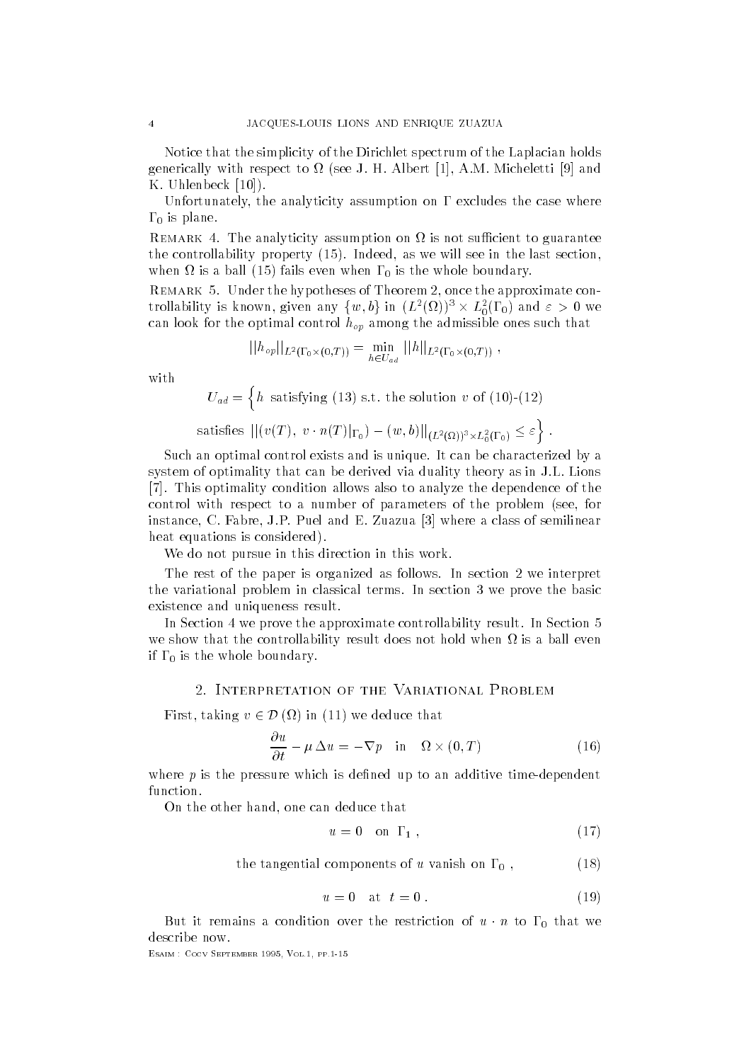Notice that the simplicity of the Dirichlet spectrum of the Laplacian holds generically with respect to $\Omega$ (see J. H. Albert [1], A.M. Micheletti [9] and K. Uhlenbeck [10]).

Unfortunately, the analyticity assumption on $\Gamma$ excludes the case where $\Gamma_0$ is plane.

Remark 4. The analyticity assumption on $\Omega$ is not sufficient to guarantee the controllability property (15). Indeed, as we will see in the last section, when $\Omega$ is a ball (15) fails even when $\Gamma_0$ is the whole boundary.

Remark 5. Under the hypotheses of Theorem 2, once the approximate controllability is known, given any $\{w, b\}$ in $(L^2(\Omega))^3 \times L_0^2(\Gamma_0)$ and $\varepsilon > 0$ we can look for the optimal control $h_{op}$ among the admissible ones such that

$$||h_{op}||_{L^2(\Gamma_0 \times (0,T))} = \min_{h \in U_{ad}} ||h||_{L^2(\Gamma_0 \times (0,T))} ,$$

with

$$U_{ad} = \Big\{ h \text{ satisfying (13) s.t. the solution } v \text{ of (10)-(12)}$$

$$\text{satisfies } ||(v(T),\ v \cdot n(T)|_{\Gamma_0}) - (w, b)||_{(L^2(\Omega))^3 \times L_0^2(\Gamma_0)} \leq \varepsilon \Big\} .$$

Such an optimal control exists and is unique. It can be characterized by a system of optimality that can be derived via duality theory as in J.L. Lions [7]. This optimality condition allows also to analyze the dependence of the control with respect to a number of parameters of the problem (see, for instance, C. Fabre, J.P. Puel and E. Zuazua [3] where a class of semilinear heat equations is considered).

We do not pursue in this direction in this work.

The rest of the paper is organized as follows. In section 2 we interpret the variational problem in classical terms. In section 3 we prove the basic existence and uniqueness result.

In Section 4 we prove the approximate controllability result. In Section 5 we show that the controllability result does not hold when $\Omega$ is a ball even if $\Gamma_0$ is the whole boundary.

## 2. Interpretation of the Variational Problem

First, taking $v \in \mathcal{D}(\Omega)$ in (11) we deduce that

$$\frac{\partial u}{\partial t} - \mu \, \Delta u = -\nabla p \quad \text{in} \quad \Omega \times (0, T) \tag{16}$$

where $p$ is the pressure which is defined up to an additive time-dependent function.

On the other hand, one can deduce that

$$u = 0 \quad \text{on} \ \ \Gamma_1 , \tag{17}$$

$$\text{the tangential components of } u \text{ vanish on } \Gamma_0 , \tag{18}$$

$$u = 0 \quad \text{at} \ \ t = 0 . \tag{19}$$

But it remains a condition over the restriction of $u \cdot n$ to $\Gamma_0$ that we describe now.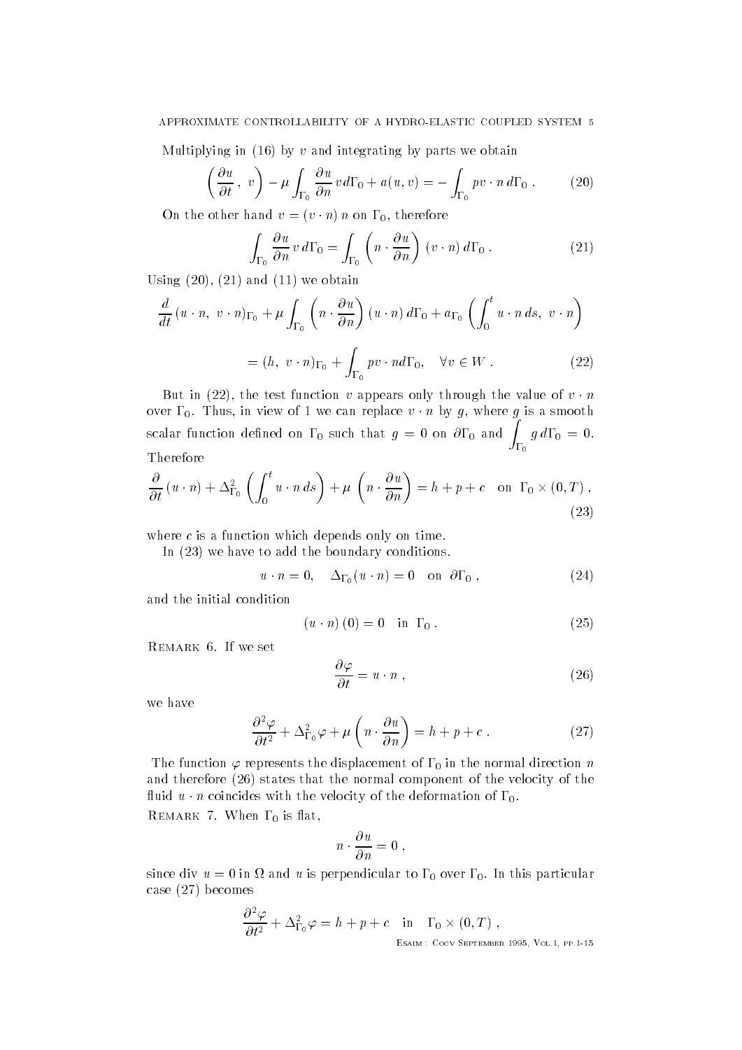Multiplying in (16) by $v$ and integrating by parts we obtain

$$\left( \frac{\partial u}{\partial t} , \; v \right) - \mu \int_{\Gamma_0} \frac{\partial u}{\partial n} v \, d\Gamma_0 + a(u, v) = - \int_{\Gamma_0} p v \cdot n \, d\Gamma_0 \, . \tag{20}$$

On the other hand $v = (v \cdot n)\, n$ on $\Gamma_0$, therefore

$$\int_{\Gamma_0} \frac{\partial u}{\partial n} v \, d\Gamma_0 = \int_{\Gamma_0} \left( n \cdot \frac{\partial u}{\partial n} \right) (v \cdot n) \, d\Gamma_0 \, . \tag{21}$$

Using (20), (21) and (11) we obtain

$$\frac{d}{dt} (u \cdot n, \; v \cdot n)_{\Gamma_0} + \mu \int_{\Gamma_0} \left( n \cdot \frac{\partial u}{\partial n} \right) (u \cdot n) \, d\Gamma_0 + a_{\Gamma_0} \left( \int_0^t u \cdot n \, ds, \; v \cdot n \right)$$

$$= (h, \; v \cdot n)_{\Gamma_0} + \int_{\Gamma_0} p v \cdot n d\Gamma_0, \quad \forall v \in W \, . \tag{22}$$

But in (22), the test function $v$ appears only through the value of $v \cdot n$ over $\Gamma_0$. Thus, in view of 1 we can replace $v \cdot n$ by $g$, where $g$ is a smooth scalar function defined on $\Gamma_0$ such that $g = 0$ on $\partial \Gamma_0$ and $\int_{\Gamma_0} g \, d\Gamma_0 = 0$. Therefore

$$\frac{\partial}{\partial t} (u \cdot n) + \Delta^2_{\Gamma_0} \left( \int_0^t u \cdot n \, ds \right) + \mu \left( n \cdot \frac{\partial u}{\partial n} \right) = h + p + c \quad \text{on } \; \Gamma_0 \times (0, T) \, , \tag{23}$$

where $c$ is a function which depends only on time.

In (23) we have to add the boundary conditions.

$$u \cdot n = 0, \quad \Delta_{\Gamma_0} (u \cdot n) = 0 \quad \text{on } \; \partial \Gamma_0 \, , \tag{24}$$

and the initial condition

$$(u \cdot n)\,(0) = 0 \quad \text{in } \; \Gamma_0 \, . \tag{25}$$

Remark 6. If we set

$$\frac{\partial \varphi}{\partial t} = u \cdot n \, , \tag{26}$$

we have

$$\frac{\partial^2 \varphi}{\partial t^2} + \Delta^2_{\Gamma_0} \varphi + \mu \left( n \cdot \frac{\partial u}{\partial n} \right) = h + p + c \, . \tag{27}$$

The function $\varphi$ represents the displacement of $\Gamma_0$ in the normal direction $n$ and therefore (26) states that the normal component of the velocity of the fluid $u \cdot n$ coincides with the velocity of the deformation of $\Gamma_0$.

Remark 7. When $\Gamma_0$ is flat,

$$n \cdot \frac{\partial u}{\partial n} = 0 \, ,$$

since div $u = 0$ in $\Omega$ and $u$ is perpendicular to $\Gamma_0$ over $\Gamma_0$. In this particular case (27) becomes

$$\frac{\partial^2 \varphi}{\partial t^2} + \Delta^2_{\Gamma_0} \varphi = h + p + c \quad \text{in} \quad \Gamma_0 \times (0, T) \, ,$$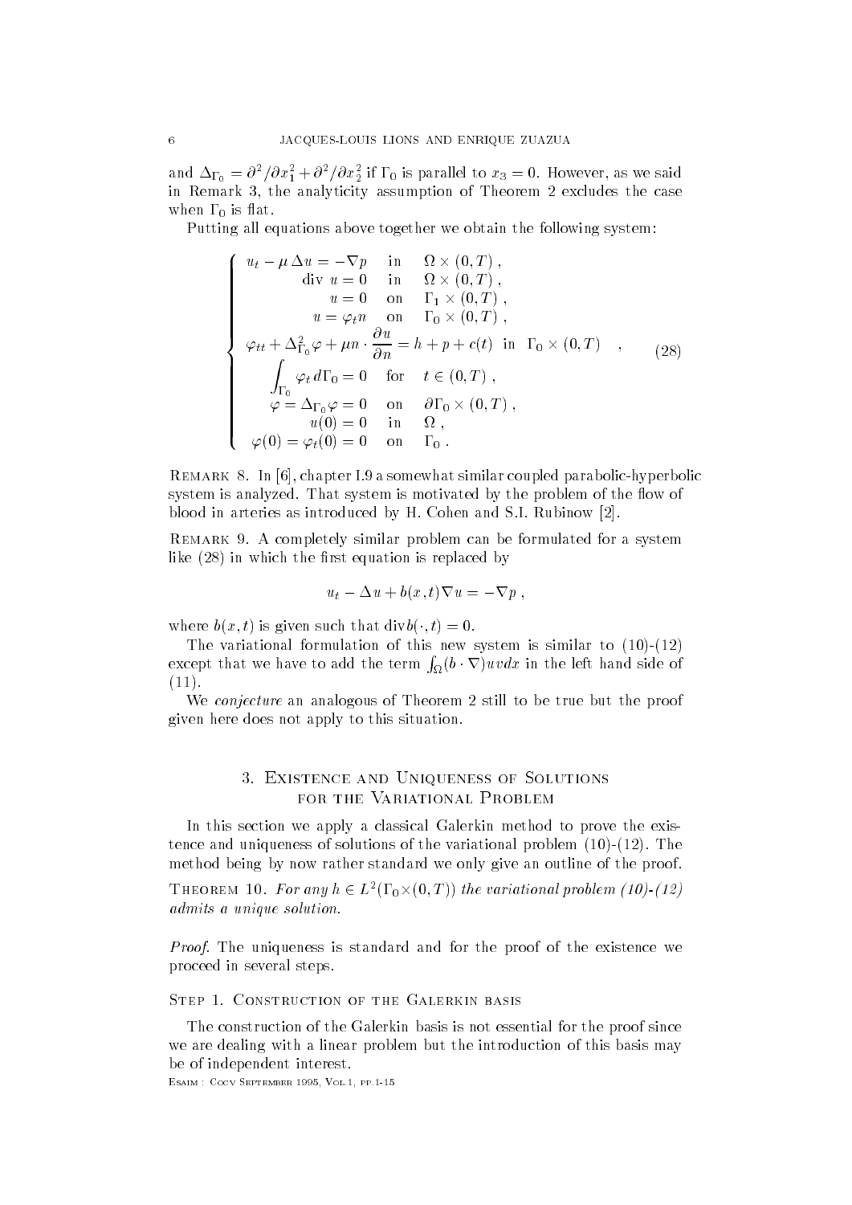and $\Delta_{\Gamma_0} = \partial^2/\partial x_1^2 + \partial^2/\partial x_2^2$ if $\Gamma_0$ is parallel to $x_3 = 0$. However, as we said in Remark 3, the analyticity assumption of Theorem 2 excludes the case when $\Gamma_0$ is flat.

Putting all equations above together we obtain the following system:

$$
\left\{
\begin{array}{l}
u_t - \mu \Delta u = -\nabla p \quad \text{in} \quad \Omega \times (0,T) \, , \\
\text{div } u = 0 \quad \text{in} \quad \Omega \times (0,T) \, , \\
u = 0 \quad \text{on} \quad \Gamma_1 \times (0,T) \, , \\
u = \varphi_t n \quad \text{on} \quad \Gamma_0 \times (0,T) \, , \\
\varphi_{tt} + \Delta^2_{\Gamma_0} \varphi + \mu n \cdot \dfrac{\partial u}{\partial n} = h + p + c(t) \ \text{ in } \ \Gamma_0 \times (0,T) \quad , \\
\displaystyle\int_{\Gamma_0} \varphi_t \, d\Gamma_0 = 0 \quad \text{for} \quad t \in (0,T) \, , \\
\varphi = \Delta_{\Gamma_0} \varphi = 0 \quad \text{on} \quad \partial\Gamma_0 \times (0,T) \, , \\
u(0) = 0 \quad \text{in} \quad \Omega \, , \\
\varphi(0) = \varphi_t(0) = 0 \quad \text{on} \quad \Gamma_0 \, .
\end{array}
\right.
\tag{28}
$$

Remark 8. In [6], chapter I.9 a somewhat similar coupled parabolic-hyperbolic system is analyzed. That system is motivated by the problem of the flow of blood in arteries as introduced by H. Cohen and S.I. Rubinow [2].

Remark 9. A completely similar problem can be formulated for a system like (28) in which the first equation is replaced by

$$u_t - \Delta u + b(x,t) \nabla u = -\nabla p \, ,$$

where $b(x,t)$ is given such that $\text{div} b(\cdot, t) = 0$.

The variational formulation of this new system is similar to (10)-(12) except that we have to add the term $\int_\Omega (b \cdot \nabla) uv dx$ in the left hand side of (11).

We *conjecture* an analogous of Theorem 2 still to be true but the proof given here does not apply to this situation.

## 3. Existence and Uniqueness of Solutions for the Variational Problem

In this section we apply a classical Galerkin method to prove the existence and uniqueness of solutions of the variational problem (10)-(12). The method being by now rather standard we only give an outline of the proof.

Theorem 10. *For any $h \in L^2(\Gamma_0 \times (0,T))$ the variational problem (10)-(12) admits a unique solution.*

*Proof.* The uniqueness is standard and for the proof of the existence we proceed in several steps.

Step 1. Construction of the Galerkin basis

The construction of the Galerkin basis is not essential for the proof since we are dealing with a linear problem but the introduction of this basis may be of independent interest.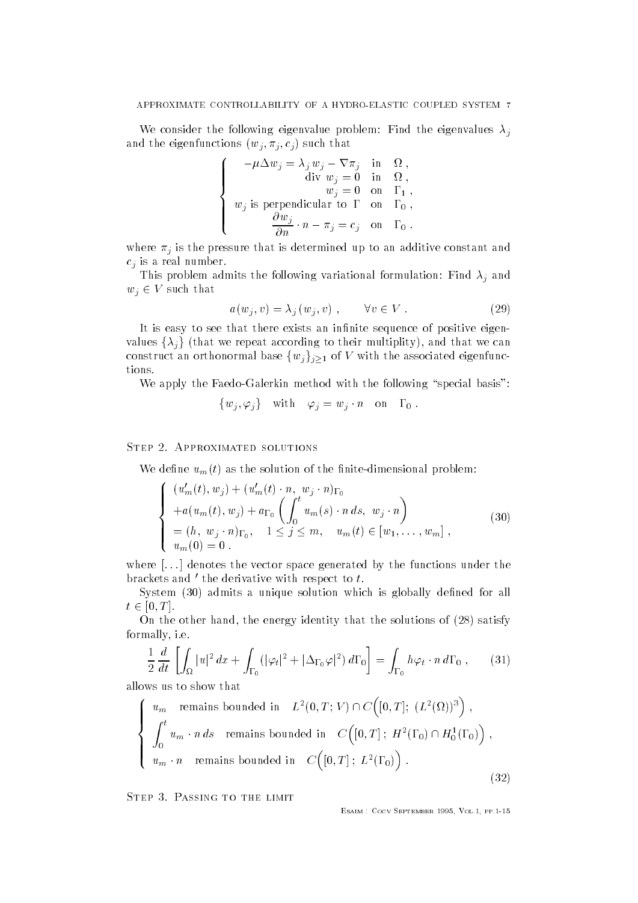We consider the following eigenvalue problem: Find the eigenvalues $\lambda_j$ and the eigenfunctions $(w_j, \pi_j, c_j)$ such that

$$\left\{ \begin{array}{rcl} -\mu \Delta w_j = \lambda_j w_j - \nabla \pi_j & \text{in} & \Omega \,, \\ \text{div } w_j = 0 & \text{in} & \Omega \,, \\ w_j = 0 & \text{on} & \Gamma_1 \,, \\ w_j \text{ is perpendicular to } \Gamma & \text{on} & \Gamma_0 \,, \\ \dfrac{\partial w_j}{\partial n} \cdot n - \pi_j = c_j & \text{on} & \Gamma_0 \,. \end{array} \right.$$

where $\pi_j$ is the pressure that is determined up to an additive constant and $c_j$ is a real number.

This problem admits the following variational formulation: Find $\lambda_j$ and $w_j \in V$ such that

$$a(w_j, v) = \lambda_j (w_j, v) \,, \qquad \forall v \in V \,. \tag{29}$$

It is easy to see that there exists an infinite sequence of positive eigenvalues $\{\lambda_j\}$ (that we repeat according to their multiplity), and that we can construct an orthonormal base $\{w_j\}_{j \geq 1}$ of $V$ with the associated eigenfunctions.

We apply the Faedo-Galerkin method with the following "special basis":

$$\{w_j, \varphi_j\} \quad \text{with} \quad \varphi_j = w_j \cdot n \quad \text{on} \quad \Gamma_0 \,.$$

## Step 2. Approximated solutions

We define $u_m(t)$ as the solution of the finite-dimensional problem:

$$\left\{ \begin{array}{l} (u_m'(t), w_j) + (u_m'(t) \cdot n, \; w_j \cdot n)_{\Gamma_0} \\ + a(u_m(t), w_j) + a_{\Gamma_0} \left( \displaystyle\int_0^t u_m(s) \cdot n \, ds, \; w_j \cdot n \right) \\ = (h, \; w_j \cdot n)_{\Gamma_0}, \quad 1 \leq j \leq m, \quad u_m(t) \in [w_1, \ldots, w_m] \,, \\ u_m(0) = 0 \,. \end{array} \right. \tag{30}$$

where $[\ldots]$ denotes the vector space generated by the functions under the brackets and $'$ the derivative with respect to $t$.

System (30) admits a unique solution which is globally defined for all $t \in [0, T]$.

On the other hand, the energy identity that the solutions of (28) satisfy formally, i.e.

$$\frac{1}{2} \frac{d}{dt} \left[ \int_\Omega |u|^2 \, dx + \int_{\Gamma_0} (|\varphi_t|^2 + |\Delta_{\Gamma_0} \varphi|^2) \, d\Gamma_0 \right] = \int_{\Gamma_0} h \varphi_t \cdot n \, d\Gamma_0 \,, \tag{31}$$

allows us to show that

$$\left\{ \begin{array}{l} u_m \quad \text{remains bounded in} \quad L^2(0, T; V) \cap C\Big([0, T]; \; (L^2(\Omega))^3\Big) \,, \\ \displaystyle\int_0^t u_m \cdot n \, ds \quad \text{remains bounded in} \quad C\Big([0, T] \,; \; H^2(\Gamma_0) \cap H_0^1(\Gamma_0)\Big) \,, \\ u_m \cdot n \quad \text{remains bounded in} \quad C\Big([0, T] \,; \; L^2(\Gamma_0)\Big) \,. \end{array} \right. \tag{32}$$

## Step 3. Passing to the limit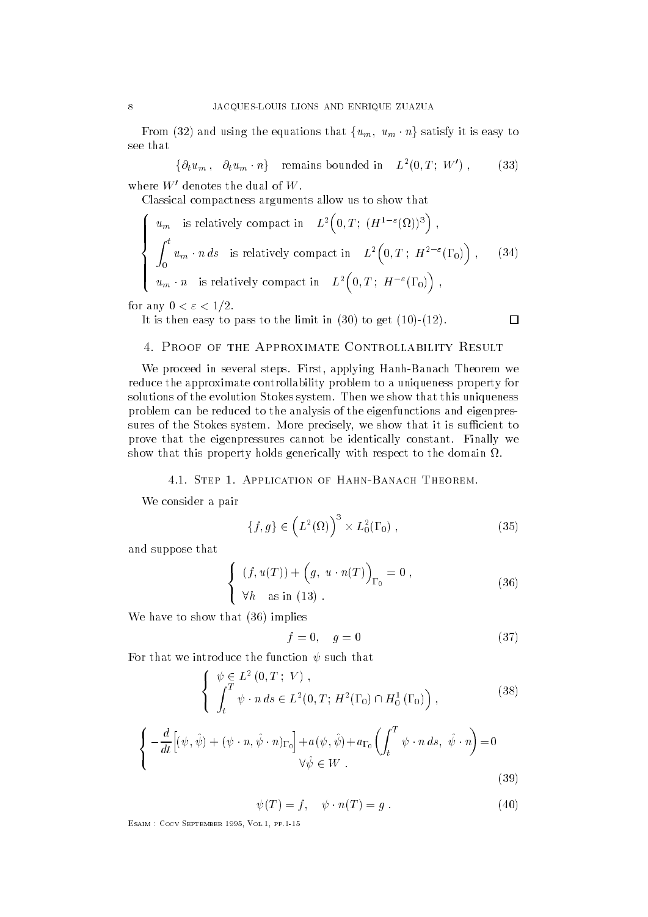From (32) and using the equations that $\{u_m,\ u_m \cdot n\}$ satisfy it is easy to see that

$$\{\partial_t u_m\,,\ \ \partial_t u_m \cdot n\} \quad \text{remains bounded in} \quad L^2(0,T;\ W')\,, \tag{33}$$

where $W'$ denotes the dual of $W$.

Classical compactness arguments allow us to show that

$$\left\{\begin{array}{l} u_m \quad \text{is relatively compact in} \quad L^2\Big(0,T;\ (H^{1-\varepsilon}(\Omega))^3\Big)\,, \\ \displaystyle\int_0^t u_m \cdot n\, ds \quad \text{is relatively compact in} \quad L^2\Big(0,T\,;\ H^{2-\varepsilon}(\Gamma_0)\Big)\,, \\ u_m \cdot n \quad \text{is relatively compact in} \quad L^2\Big(0,T\,;\ H^{-\varepsilon}(\Gamma_0)\Big)\,, \end{array}\right. \tag{34}$$

for any $0 < \varepsilon < 1/2$.

It is then easy to pass to the limit in (30) to get (10)-(12). $\square$

## 4. Proof of the Approximate Controllability Result

We proceed in several steps. First, applying Hanh-Banach Theorem we reduce the approximate controllability problem to a uniqueness property for solutions of the evolution Stokes system. Then we show that this uniqueness problem can be reduced to the analysis of the eigenfunctions and eigenpressures of the Stokes system. More precisely, we show that it is sufficient to prove that the eigenpressures cannot be identically constant. Finally we show that this property holds generically with respect to the domain $\Omega$.

### 4.1. Step 1. Application of Hahn-Banach Theorem.

We consider a pair

$$\{f,g\} \in \Big(L^2(\Omega)\Big)^3 \times L_0^2(\Gamma_0)\,, \tag{35}$$

and suppose that

$$\left\{\begin{array}{l} (f, u(T)) + \Big(g,\ u\cdot n(T)\Big)_{\Gamma_0} = 0\,, \\ \forall h \quad \text{as in (13)}\,. \end{array}\right. \tag{36}$$

We have to show that (36) implies

$$f = 0, \quad g = 0 \tag{37}$$

For that we introduce the function $\psi$ such that

$$\left\{\begin{array}{l} \psi \in L^2\,(0,T\,;\ V)\,, \\ \displaystyle\int_t^T \psi\cdot n\, ds \in L^2(0,T;\, H^2(\Gamma_0) \cap H_0^1\,(\Gamma_0)\Big)\,, \end{array}\right. \tag{38}$$

$$\left\{\begin{array}{l} -\dfrac{d}{dt}\Big[(\psi,\hat\psi) + (\psi\cdot n,\hat\psi\cdot n)_{\Gamma_0}\Big] + a(\psi,\hat\psi) + a_{\Gamma_0}\left(\displaystyle\int_t^T \psi\cdot n\, ds,\ \hat\psi\cdot n\right) = 0 \\ \qquad\qquad\qquad\qquad \forall \hat\psi \in W\,. \end{array}\right. \tag{39}$$

$$\psi(T) = f, \quad \psi\cdot n(T) = g\,. \tag{40}$$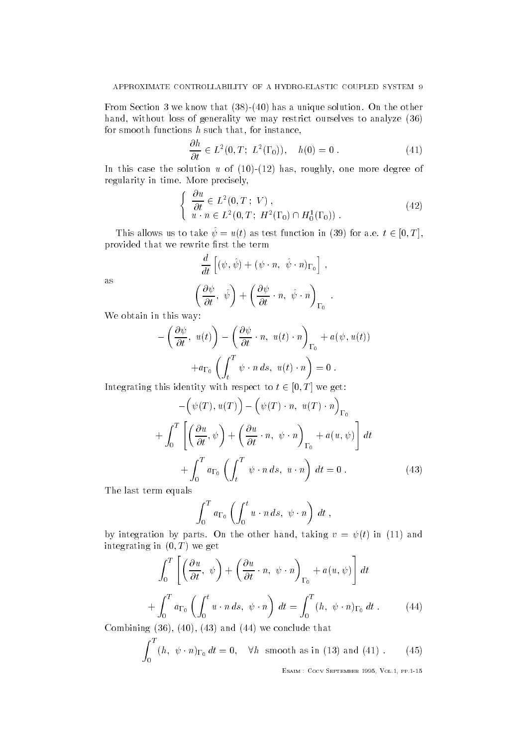From Section 3 we know that (38)-(40) has a unique solution. On the other hand, without loss of generality we may restrict ourselves to analyze (36) for smooth functions $h$ such that, for instance,

$$\frac{\partial h}{\partial t} \in L^2(0,T;\ L^2(\Gamma_0)), \quad h(0) = 0\ . \tag{41}$$

In this case the solution $u$ of (10)-(12) has, roughly, one more degree of regularity in time. More precisely,

$$\begin{cases} \dfrac{\partial u}{\partial t} \in L^2(0,T\,;\ V)\ , \\ u \cdot n \in L^2(0,T;\ H^2(\Gamma_0) \cap H_0^1(\Gamma_0))\ . \end{cases} \tag{42}$$

This allows us to take $\hat{\psi} = u(t)$ as test function in (39) for a.e. $t \in [0,T]$, provided that we rewrite first the term

$$\frac{d}{dt}\left[(\psi, \hat{\psi}) + (\psi \cdot n,\ \hat{\psi} \cdot n)_{\Gamma_0}\right]\ ,$$

as

$$\left(\frac{\partial \psi}{\partial t},\ \hat{\psi}\right) + \left(\frac{\partial \psi}{\partial t} \cdot n,\ \hat{\psi} \cdot n\right)_{\Gamma_0}\ .$$

We obtain in this way:

$$-\left(\frac{\partial \psi}{\partial t},\ u(t)\right) - \left(\frac{\partial \psi}{\partial t} \cdot n,\ u(t) \cdot n\right)_{\Gamma_0} + a(\psi, u(t))$$
$$+ a_{\Gamma_0}\left(\int_t^T \psi \cdot n\, ds,\ u(t) \cdot n\right) = 0\ .$$

Integrating this identity with respect to $t \in [0,T]$ we get:

$$-\Big(\psi(T), u(T)\Big) - \Big(\psi(T) \cdot n,\ u(T) \cdot n\Big)_{\Gamma_0}$$
$$+ \int_0^T \left[\left(\frac{\partial u}{\partial t}, \psi\right) + \left(\frac{\partial u}{\partial t} \cdot n,\ \psi \cdot n\right)_{\Gamma_0} + a(u, \psi)\right] dt$$
$$+ \int_0^T a_{\Gamma_0}\left(\int_t^T \psi \cdot n\, ds,\ u \cdot n\right) dt = 0\ . \tag{43}$$

The last term equals

$$\int_0^T a_{\Gamma_0}\left(\int_0^t u \cdot n\, ds,\ \psi \cdot n\right) dt\ ,$$

by integration by parts. On the other hand, taking $v = \psi(t)$ in (11) and integrating in $(0,T)$ we get

$$\int_0^T \left[\left(\frac{\partial u}{\partial t},\ \psi\right) + \left(\frac{\partial u}{\partial t} \cdot n,\ \psi \cdot n\right)_{\Gamma_0} + a(u, \psi)\right] dt$$
$$+ \int_0^T a_{\Gamma_0}\left(\int_0^t u \cdot n\, ds,\ \psi \cdot n\right) dt = \int_0^T (h,\ \psi \cdot n)_{\Gamma_0}\, dt\ . \tag{44}$$

Combining (36), (40), (43) and (44) we conclude that

$$\int_0^T (h,\ \psi \cdot n)_{\Gamma_0}\, dt = 0, \quad \forall h \text{ smooth as in (13) and (41)}\ . \tag{45}$$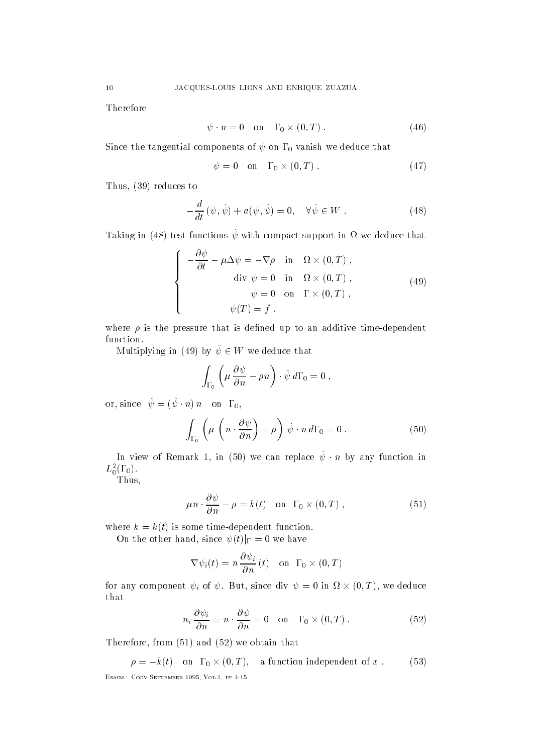Therefore

$$\psi \cdot n = 0 \quad \text{on} \quad \Gamma_0 \times (0, T) \, . \tag{46}$$

Since the tangential components of $\psi$ on $\Gamma_0$ vanish we deduce that

$$\psi = 0 \quad \text{on} \quad \Gamma_0 \times (0, T) \, . \tag{47}$$

Thus, (39) reduces to

$$-\frac{d}{dt}\,(\psi, \hat{\psi}) + a(\psi, \hat{\psi}) = 0, \quad \forall \hat{\psi} \in W \, . \tag{48}$$

Taking in (48) test functions $\hat{\psi}$ with compact support in $\Omega$ we deduce that

$$\left\{ \begin{array}{rl} -\dfrac{\partial \psi}{\partial t} - \mu \Delta \psi = -\nabla \rho & \text{in} \quad \Omega \times (0, T) \, , \\ \text{div } \psi = 0 & \text{in} \quad \Omega \times (0, T) \, , \\ \psi = 0 & \text{on} \quad \Gamma \times (0, T) \, , \\ \psi(T) = f \, . & \end{array} \right. \tag{49}$$

where $\rho$ is the pressure that is defined up to an additive time-dependent function.

Multiplying in (49) by $\hat{\psi} \in W$ we deduce that

$$\int_{\Gamma_0} \left( \mu \, \frac{\partial \psi}{\partial n} - \rho n \right) \cdot \hat{\psi} \, d\Gamma_0 = 0 \, ,$$

or, since $\hat{\psi} = (\hat{\psi} \cdot n) \, n \quad \text{on} \quad \Gamma_0$,

$$\int_{\Gamma_0} \left( \mu \, \left( n \cdot \frac{\partial \psi}{\partial n} \right) - \rho \right) \, \hat{\psi} \cdot n \, d\Gamma_0 = 0 \, . \tag{50}$$

In view of Remark 1, in (50) we can replace $\hat{\psi} \cdot n$ by any function in $L^2_0(\Gamma_0)$.

Thus,

$$\mu n \cdot \frac{\partial \psi}{\partial n} - \rho = k(t) \quad \text{on} \quad \Gamma_0 \times (0, T) \, , \tag{51}$$

where $k = k(t)$ is some time-dependent function.

On the other hand, since $\psi(t)|_{\Gamma} = 0$ we have

$$\nabla \psi_i(t) = n \, \frac{\partial \psi_i}{\partial n} \, (t) \quad \text{on} \quad \Gamma_0 \times (0, T)$$

for any component $\psi_i$ of $\psi$. But, since div $\psi = 0$ in $\Omega \times (0, T)$, we deduce that

$$n_i \, \frac{\partial \psi_i}{\partial n} = n \cdot \frac{\partial \psi}{\partial n} = 0 \quad \text{on} \quad \Gamma_0 \times (0, T) \, . \tag{52}$$

Therefore, from (51) and (52) we obtain that

$$\rho = -k(t) \quad \text{on} \quad \Gamma_0 \times (0, T), \quad \text{a function independent of } x \, . \tag{53}$$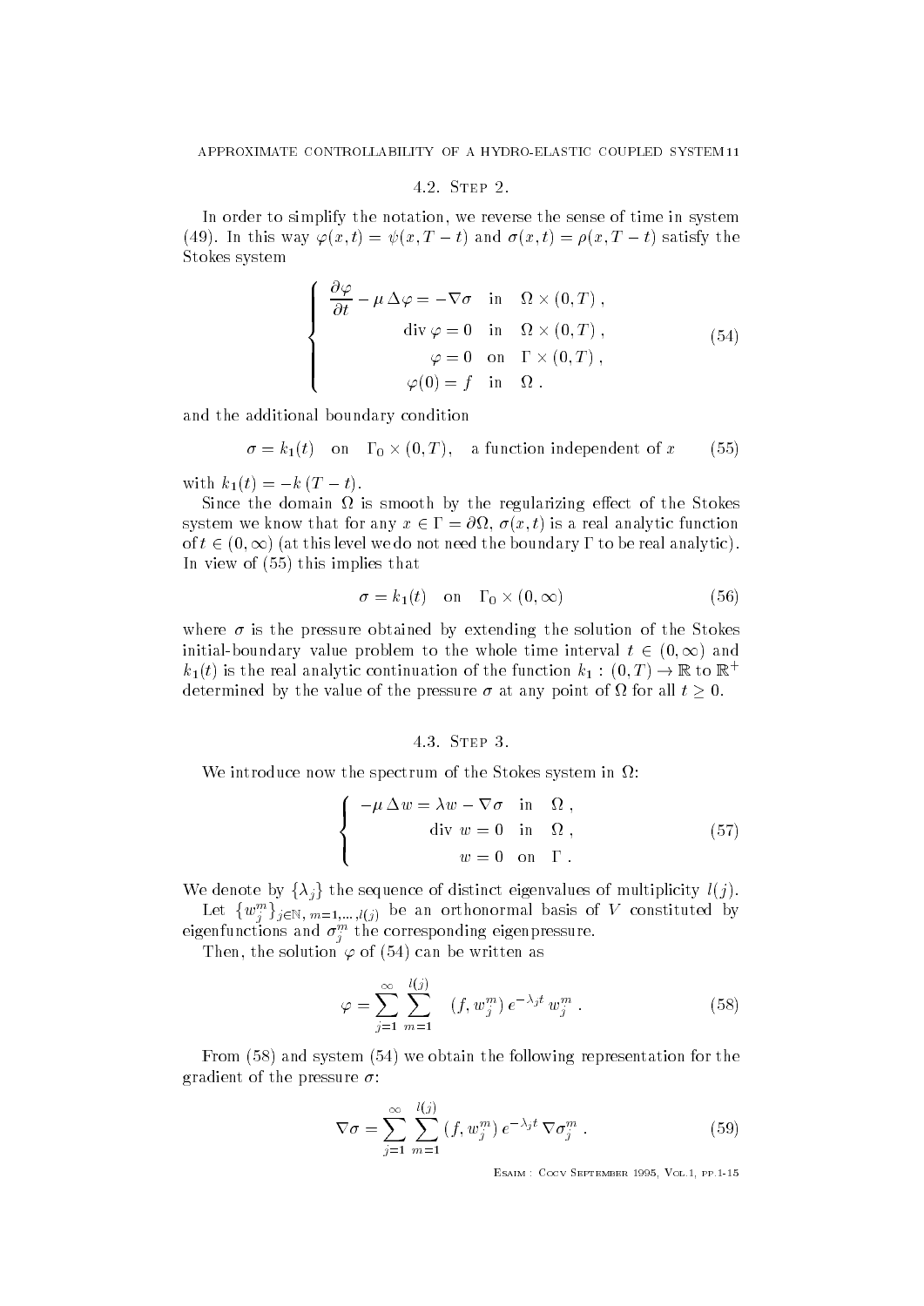### 4.2. Step 2.

In order to simplify the notation, we reverse the sense of time in system (49). In this way $\varphi(x,t) = \psi(x, T-t)$ and $\sigma(x,t) = \rho(x, T-t)$ satisfy the Stokes system

$$
\left\{
\begin{aligned}
\frac{\partial \varphi}{\partial t} - \mu\, \Delta \varphi = -\nabla \sigma \quad & \text{in} \quad \Omega \times (0,T)\,, \\
\operatorname{div} \varphi = 0 \quad & \text{in} \quad \Omega \times (0,T)\,, \\
\varphi = 0 \quad & \text{on} \quad \Gamma \times (0,T)\,, \\
\varphi(0) = f \quad & \text{in} \quad \Omega\,.
\end{aligned}
\right. \tag{54}
$$

and the additional boundary condition

$$
\sigma = k_1(t) \quad \text{on} \quad \Gamma_0 \times (0,T), \quad \text{a function independent of } x \tag{55}
$$

with $k_1(t) = -k\,(T-t)$.

Since the domain $\Omega$ is smooth by the regularizing effect of the Stokes system we know that for any $x \in \Gamma = \partial\Omega$, $\sigma(x,t)$ is a real analytic function of $t \in (0,\infty)$ (at this level we do not need the boundary $\Gamma$ to be real analytic). In view of (55) this implies that

$$
\sigma = k_1(t) \quad \text{on} \quad \Gamma_0 \times (0,\infty) \tag{56}
$$

where $\sigma$ is the pressure obtained by extending the solution of the Stokes initial-boundary value problem to the whole time interval $t \in (0,\infty)$ and $k_1(t)$ is the real analytic continuation of the function $k_1 : (0,T) \to \mathbb{R}$ to $\mathbb{R}^+$ determined by the value of the pressure $\sigma$ at any point of $\Omega$ for all $t \geq 0$.

### 4.3. Step 3.

We introduce now the spectrum of the Stokes system in $\Omega$:

$$
\left\{
\begin{aligned}
-\mu\, \Delta w = \lambda w - \nabla \sigma \quad & \text{in} \quad \Omega\,, \\
\operatorname{div}\, w = 0 \quad & \text{in} \quad \Omega\,, \\
w = 0 \quad & \text{on} \quad \Gamma\,.
\end{aligned}
\right. \tag{57}
$$

We denote by $\{\lambda_j\}$ the sequence of distinct eigenvalues of multiplicity $l(j)$.

Let $\{w_j^m\}_{j\in\mathbb{N},\, m=1,\dots,l(j)}$ be an orthonormal basis of $V$ constituted by eigenfunctions and $\sigma_j^m$ the corresponding eigenpressure.

Then, the solution $\varphi$ of (54) can be written as

$$
\varphi = \sum_{j=1}^{\infty} \sum_{m=1}^{l(j)} \quad (f, w_j^m)\, e^{-\lambda_j t}\, w_j^m\,. \tag{58}
$$

From (58) and system (54) we obtain the following representation for the gradient of the pressure $\sigma$:

$$
\nabla \sigma = \sum_{j=1}^{\infty} \sum_{m=1}^{l(j)} (f, w_j^m)\, e^{-\lambda_j t}\, \nabla \sigma_j^m\,. \tag{59}
$$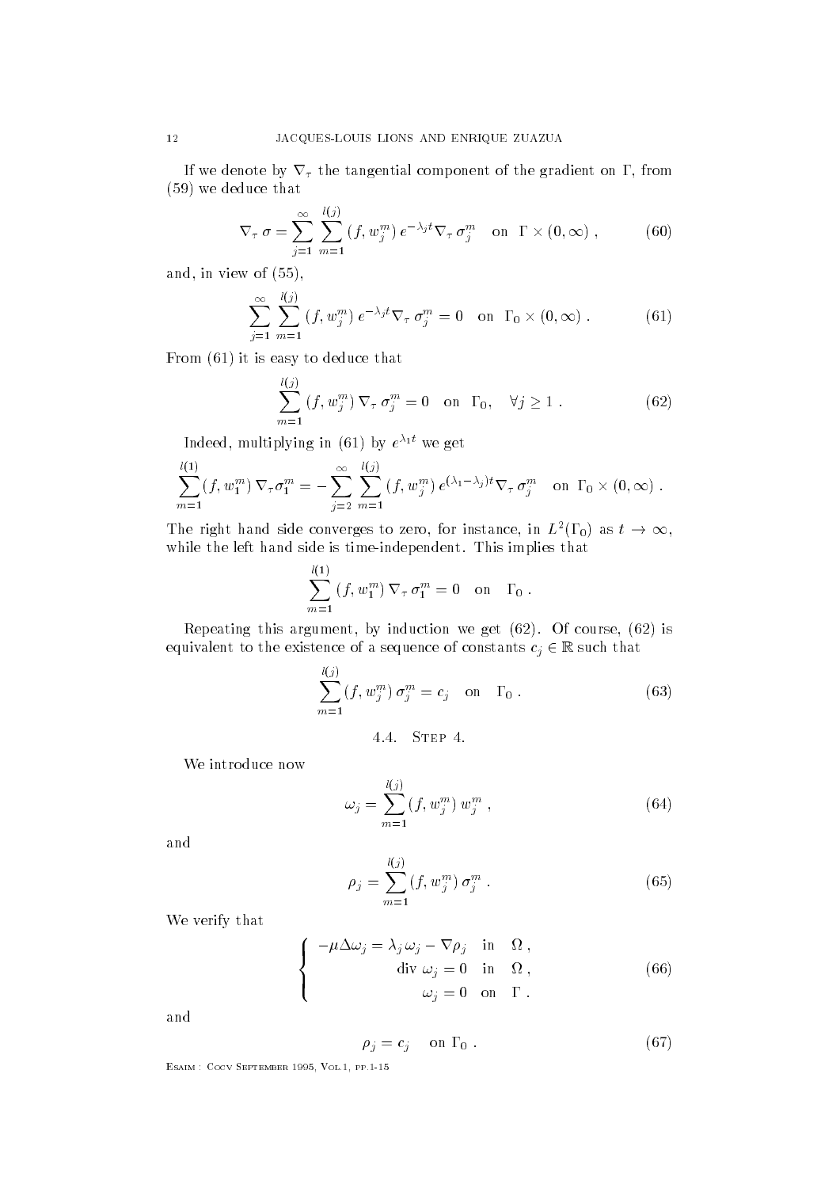If we denote by $\nabla_\tau$ the tangential component of the gradient on $\Gamma$, from (59) we deduce that

$$\nabla_\tau \, \sigma = \sum_{j=1}^{\infty} \sum_{m=1}^{l(j)} (f, w_j^m) \, e^{-\lambda_j t} \nabla_\tau \, \sigma_j^m \quad \text{on} \quad \Gamma \times (0, \infty) \; , \tag{60}$$

and, in view of (55),

$$\sum_{j=1}^{\infty} \sum_{m=1}^{l(j)} (f, w_j^m) \, e^{-\lambda_j t} \nabla_\tau \, \sigma_j^m = 0 \quad \text{on} \quad \Gamma_0 \times (0, \infty) \; . \tag{61}$$

From (61) it is easy to deduce that

$$\sum_{m=1}^{l(j)} (f, w_j^m) \, \nabla_\tau \, \sigma_j^m = 0 \quad \text{on} \quad \Gamma_0, \quad \forall j \geq 1 \; . \tag{62}$$

Indeed, multiplying in (61) by $e^{\lambda_1 t}$ we get

$$\sum_{m=1}^{l(1)} (f, w_1^m) \, \nabla_\tau \sigma_1^m = - \sum_{j=2}^{\infty} \sum_{m=1}^{l(j)} (f, w_j^m) \, e^{(\lambda_1 - \lambda_j) t} \nabla_\tau \, \sigma_j^m \quad \text{on} \quad \Gamma_0 \times (0, \infty) \; .$$

The right hand side converges to zero, for instance, in $L^2(\Gamma_0)$ as $t \to \infty$, while the left hand side is time-independent. This implies that

$$\sum_{m=1}^{l(1)} (f, w_1^m) \, \nabla_\tau \, \sigma_1^m = 0 \quad \text{on} \quad \Gamma_0 \; .$$

Repeating this argument, by induction we get (62). Of course, (62) is equivalent to the existence of a sequence of constants $c_j \in \mathbb{R}$ such that

$$\sum_{m=1}^{l(j)} (f, w_j^m) \, \sigma_j^m = c_j \quad \text{on} \quad \Gamma_0 \; . \tag{63}$$

### 4.4. Step 4.

We introduce now

$$\omega_j = \sum_{m=1}^{l(j)} (f, w_j^m) \, w_j^m \; , \tag{64}$$

and

$$\rho_j = \sum_{m=1}^{l(j)} (f, w_j^m) \, \sigma_j^m \; . \tag{65}$$

We verify that

$$\left\{ \begin{array}{rl} -\mu \Delta \omega_j = \lambda_j \, \omega_j - \nabla \rho_j & \text{in} \quad \Omega \; , \\ \text{div} \; \omega_j = 0 & \text{in} \quad \Omega \; , \\ \omega_j = 0 & \text{on} \quad \Gamma \; . \end{array} \right. \tag{66}$$

and

$$\rho_j = c_j \quad \text{on} \; \Gamma_0 \; . \tag{67}$$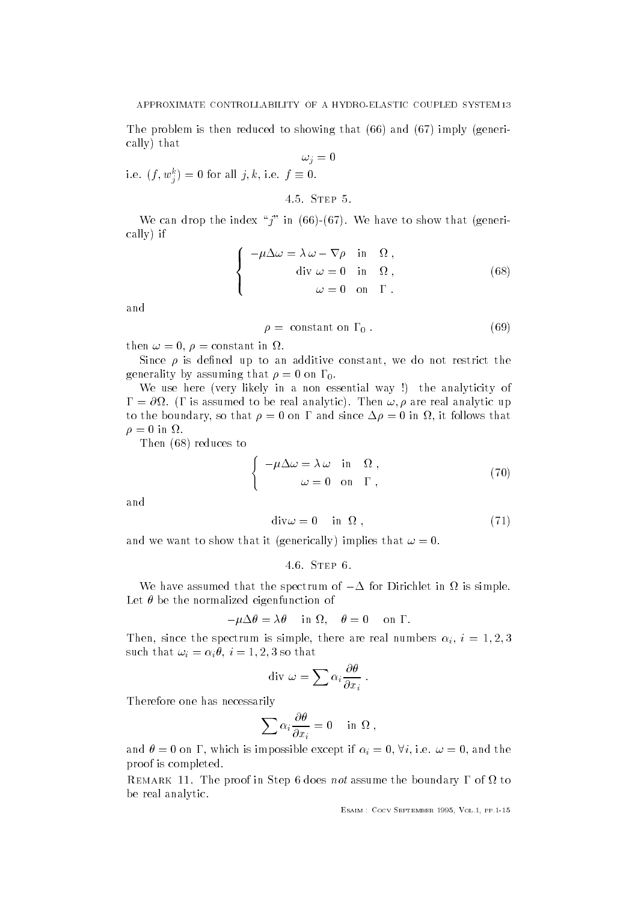The problem is then reduced to showing that (66) and (67) imply (generically) that

$$\omega_j = 0$$

i.e. $(f, w_j^k) = 0$ for all $j, k$, i.e. $f \equiv 0$.

### 4.5. Step 5.

We can drop the index "$j$" in (66)-(67). We have to show that (generically) if

$$\left\{ \begin{array}{r} -\mu\Delta\omega = \lambda\,\omega - \nabla\rho \quad \text{in} \quad \Omega\,, \\ \text{div}\;\omega = 0 \quad \text{in} \quad \Omega\,, \\ \omega = 0 \quad \text{on} \quad \Gamma\,. \end{array} \right. \tag{68}$$

and

$$\rho = \text{ constant on } \Gamma_0\,. \tag{69}$$

then $\omega = 0$, $\rho =$ constant in $\Omega$.

Since $\rho$ is defined up to an additive constant, we do not restrict the generality by assuming that $\rho = 0$ on $\Gamma_0$.

We use here (very likely in a non essential way !) the analyticity of $\Gamma = \partial\Omega$. ($\Gamma$ is assumed to be real analytic). Then $\omega, \rho$ are real analytic up to the boundary, so that $\rho = 0$ on $\Gamma$ and since $\Delta\rho = 0$ in $\Omega$, it follows that $\rho = 0$ in $\Omega$.

Then (68) reduces to

$$\left\{ \begin{array}{r} -\mu\Delta\omega = \lambda\,\omega \quad \text{in} \quad \Omega\,, \\ \omega = 0 \quad \text{on} \quad \Gamma\,, \end{array} \right. \tag{70}$$

and

$$\text{div}\omega = 0 \quad \text{in } \Omega\,, \tag{71}$$

and we want to show that it (generically) implies that $\omega = 0$.

### 4.6. Step 6.

We have assumed that the spectrum of $-\Delta$ for Dirichlet in $\Omega$ is simple. Let $\theta$ be the normalized eigenfunction of

$$-\mu\Delta\theta = \lambda\theta \quad \text{in } \Omega, \quad \theta = 0 \quad \text{on } \Gamma.$$

Then, since the spectrum is simple, there are real numbers $\alpha_i$, $i = 1, 2, 3$ such that $\omega_i = \alpha_i\theta$, $i = 1, 2, 3$ so that

$$\text{div}\;\omega = \sum \alpha_i \frac{\partial\theta}{\partial x_i}\,.$$

Therefore one has necessarily

$$\sum \alpha_i \frac{\partial\theta}{\partial x_i} = 0 \quad \text{in } \Omega\,,$$

and $\theta = 0$ on $\Gamma$, which is impossible except if $\alpha_i = 0$, $\forall i$, i.e. $\omega = 0$, and the proof is completed.

Remark 11. The proof in Step 6 does *not* assume the boundary $\Gamma$ of $\Omega$ to be real analytic.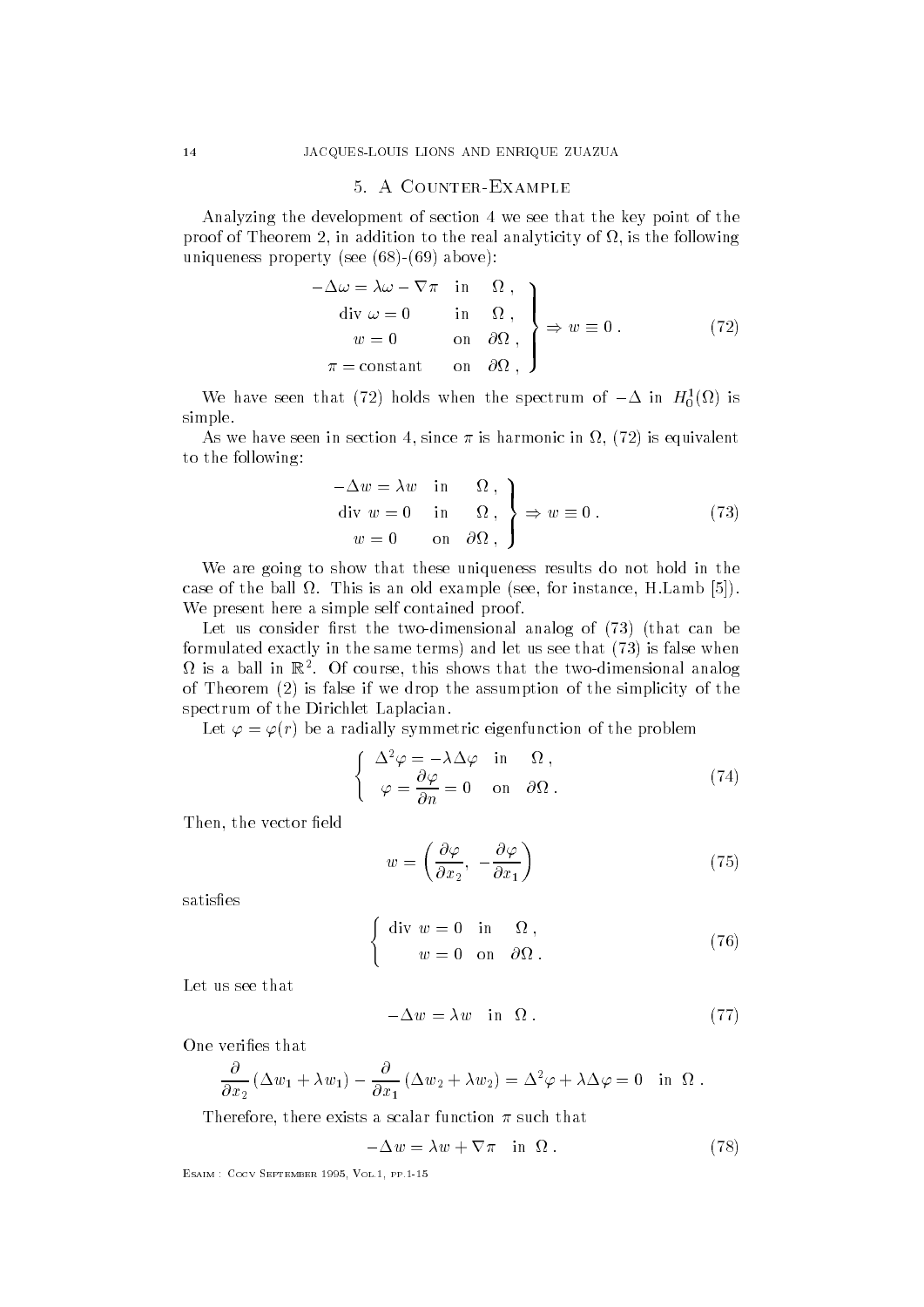## 5. A Counter-Example

Analyzing the development of section 4 we see that the key point of the proof of Theorem 2, in addition to the real analyticity of $\Omega$, is the following uniqueness property (see (68)-(69) above):

$$\left.\begin{array}{lll} -\Delta\omega = \lambda\omega - \nabla\pi & \text{in} & \Omega\,, \\ \text{div}\ \omega = 0 & \text{in} & \Omega\,, \\ w = 0 & \text{on} & \partial\Omega\,, \\ \pi = \text{constant} & \text{on} & \partial\Omega\,, \end{array}\right\} \Rightarrow w \equiv 0\,. \tag{72}$$

We have seen that (72) holds when the spectrum of $-\Delta$ in $H_0^1(\Omega)$ is simple.

As we have seen in section 4, since $\pi$ is harmonic in $\Omega$, (72) is equivalent to the following:

$$\left.\begin{array}{lll} -\Delta w = \lambda w & \text{in} & \Omega\,, \\ \text{div}\ w = 0 & \text{in} & \Omega\,, \\ w = 0 & \text{on} & \partial\Omega\,, \end{array}\right\} \Rightarrow w \equiv 0\,. \tag{73}$$

We are going to show that these uniqueness results do not hold in the case of the ball $\Omega$. This is an old example (see, for instance, H.Lamb [5]). We present here a simple self contained proof.

Let us consider first the two-dimensional analog of (73) (that can be formulated exactly in the same terms) and let us see that (73) is false when $\Omega$ is a ball in $\mathbb{R}^2$. Of course, this shows that the two-dimensional analog of Theorem (2) is false if we drop the assumption of the simplicity of the spectrum of the Dirichlet Laplacian.

Let $\varphi = \varphi(r)$ be a radially symmetric eigenfunction of the problem

$$\left\{\begin{array}{lll} \Delta^2\varphi = -\lambda\Delta\varphi & \text{in} & \Omega\,, \\ \varphi = \dfrac{\partial\varphi}{\partial n} = 0 & \text{on} & \partial\Omega\,. \end{array}\right. \tag{74}$$

Then, the vector field

$$w = \left(\frac{\partial\varphi}{\partial x_2},\ -\frac{\partial\varphi}{\partial x_1}\right) \tag{75}$$

satisfies

$$\left\{\begin{array}{lll} \text{div}\ w = 0 & \text{in} & \Omega\,, \\ w = 0 & \text{on} & \partial\Omega\,. \end{array}\right. \tag{76}$$

Let us see that

$$-\Delta w = \lambda w \quad \text{in}\ \ \Omega\,. \tag{77}$$

One verifies that

$$\frac{\partial}{\partial x_2}\left(\Delta w_1 + \lambda w_1\right) - \frac{\partial}{\partial x_1}\left(\Delta w_2 + \lambda w_2\right) = \Delta^2\varphi + \lambda\Delta\varphi = 0 \quad \text{in}\ \ \Omega\,.$$

Therefore, there exists a scalar function $\pi$ such that

$$-\Delta w = \lambda w + \nabla\pi \quad \text{in}\ \ \Omega\,. \tag{78}$$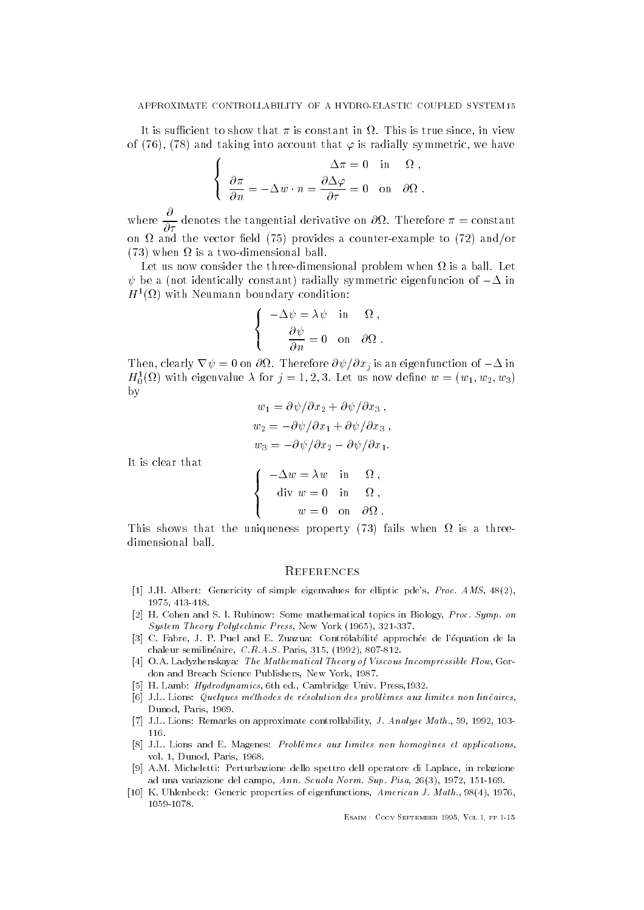It is sufficient to show that $\pi$ is constant in $\Omega$. This is true since, in view of (76), (78) and taking into account that $\varphi$ is radially symmetric, we have

$$
\left\{
\begin{array}{c}
\Delta \pi = 0 \quad \text{in} \quad \Omega \, , \\
\dfrac{\partial \pi}{\partial n} = -\Delta w \cdot n = \dfrac{\partial \Delta \varphi}{\partial \tau} = 0 \quad \text{on} \quad \partial\Omega \, .
\end{array}
\right.
$$

where $\dfrac{\partial}{\partial \tau}$ denotes the tangential derivative on $\partial\Omega$. Therefore $\pi =$ constant on $\Omega$ and the vector field (75) provides a counter-example to (72) and/or (73) when $\Omega$ is a two-dimensional ball.

Let us now consider the three-dimensional problem when $\Omega$ is a ball. Let $\psi$ be a (not identically constant) radially symmetric eigenfuncion of $-\Delta$ in $H^1(\Omega)$ with Neumann boundary condition:

$$
\left\{
\begin{array}{l}
-\Delta \psi = \lambda \psi \quad \text{in} \quad \Omega \, , \\
\quad \dfrac{\partial \psi}{\partial n} = 0 \quad \text{on} \quad \partial\Omega \, .
\end{array}
\right.
$$

Then, clearly $\nabla \psi = 0$ on $\partial\Omega$. Therefore $\partial\psi/\partial x_j$ is an eigenfunction of $-\Delta$ in $H_0^1(\Omega)$ with eigenvalue $\lambda$ for $j = 1, 2, 3$. Let us now define $w = (w_1, w_2, w_3)$ by

$$
\begin{aligned}
w_1 &= \partial\psi/\partial x_2 + \partial\psi/\partial x_3 \, , \\
w_2 &= -\partial\psi/\partial x_1 + \partial\psi/\partial x_3 \, , \\
w_3 &= -\partial\psi/\partial x_2 - \partial\psi/\partial x_1 .
\end{aligned}
$$

It is clear that

$$
\left\{
\begin{array}{l}
-\Delta w = \lambda w \quad \text{in} \quad \Omega \, , \\
\quad \text{div } w = 0 \quad \text{in} \quad \Omega \, , \\
\qquad w = 0 \quad \text{on} \quad \partial\Omega \, .
\end{array}
\right.
$$

This shows that the uniqueness property (73) fails when $\Omega$ is a three-dimensional ball.

## References

[1] J.H. Albert: Genericity of simple eigenvalues for elliptic pde's, *Proc. AMS*, 48(2), 1975, 413-418.

[2] H. Cohen and S. I. Rubinow: Some mathematical topics in Biology, *Proc. Symp. on System Theory Polytechnic Press*, New York (1965), 321-337.

[3] C. Fabre, J. P. Puel and E. Zuazua: Contrôlabilité approchée de l'équation de la chaleur semilinéaire, *C.R.A.S.* Paris, 315, (1992), 807-812.

[4] O.A. Ladyzhenskaya: *The Mathematical Theory of Viscous Incompressible Flow*, Gordon and Breach Science Publishers, New York, 1987.

[5] H. Lamb: *Hydrodynamics*, 6th ed., Cambridge Univ. Press,1932.

[6] J.L. Lions: *Quelques méthodes de résolution des problèmes aux limites non linéaires*, Dunod, Paris, 1969.

[7] J.L. Lions: Remarks on approximate controllability, *J. Analyse Math.*, 59, 1992, 103-116.

[8] J.L. Lions and E. Magenes: *Problèmes aux limites non homogènes et applications*, vol. 1, Dunod, Paris, 1968.

[9] A.M. Micheletti: Perturbazione dello spettro dell operatore di Laplace, in relazione ad una variazione del campo, *Ann. Scuola Norm. Sup. Pisa*, 26(3), 1972, 151-169.

[10] K. Uhlenbeck: Generic properties of eigenfunctions, *American J. Math.*, 98(4), 1976, 1059-1078.